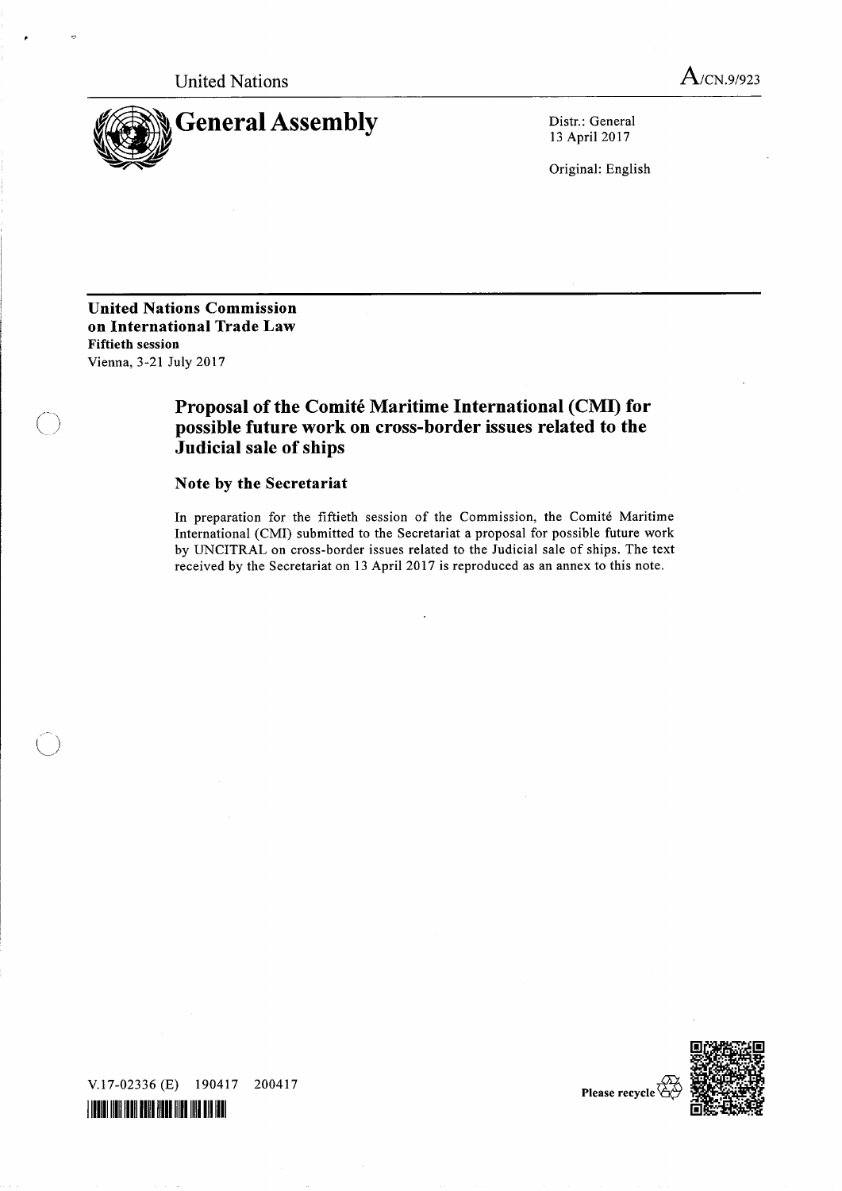United Nations

A/CN.9/923

# General Assembly

Distr.: General
13 April 2017

Original: English

**United Nations Commission on International Trade Law**
**Fiftieth session**
Vienna, 3-21 July 2017

## Proposal of the Comité Maritime International (CMI) for possible future work on cross-border issues related to the Judicial sale of ships

### Note by the Secretariat

In preparation for the fiftieth session of the Commission, the Comité Maritime International (CMI) submitted to the Secretariat a proposal for possible future work by UNCITRAL on cross-border issues related to the Judicial sale of ships. The text received by the Secretariat on 13 April 2017 is reproduced as an annex to this note.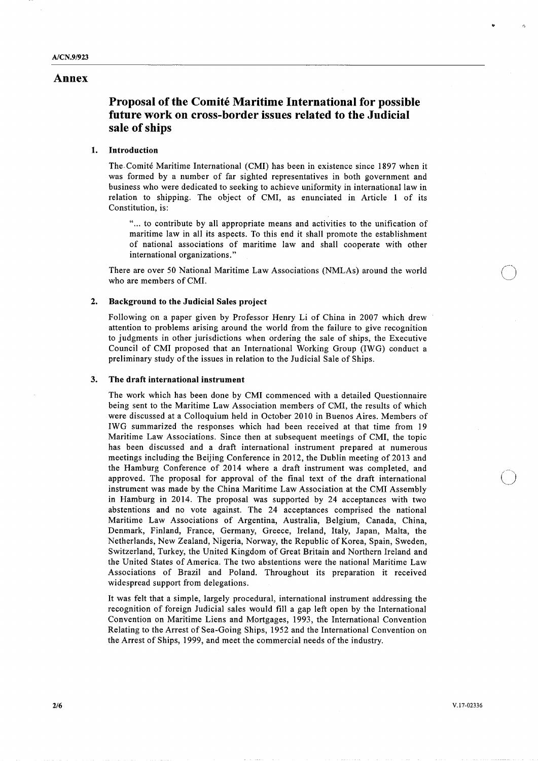# Annex

## Proposal of the Comité Maritime International for possible future work on cross-border issues related to the Judicial sale of ships

### 1. Introduction

The Comité Maritime International (CMI) has been in existence since 1897 when it was formed by a number of far sighted representatives in both government and business who were dedicated to seeking to achieve uniformity in international law in relation to shipping. The object of CMI, as enunciated in Article 1 of its Constitution, is:

> "... to contribute by all appropriate means and activities to the unification of maritime law in all its aspects. To this end it shall promote the establishment of national associations of maritime law and shall cooperate with other international organizations."

There are over 50 National Maritime Law Associations (NMLAs) around the world who are members of CMI.

### 2. Background to the Judicial Sales project

Following on a paper given by Professor Henry Li of China in 2007 which drew attention to problems arising around the world from the failure to give recognition to judgments in other jurisdictions when ordering the sale of ships, the Executive Council of CMI proposed that an International Working Group (IWG) conduct a preliminary study of the issues in relation to the Judicial Sale of Ships.

### 3. The draft international instrument

The work which has been done by CMI commenced with a detailed Questionnaire being sent to the Maritime Law Association members of CMI, the results of which were discussed at a Colloquium held in October 2010 in Buenos Aires. Members of IWG summarized the responses which had been received at that time from 19 Maritime Law Associations. Since then at subsequent meetings of CMI, the topic has been discussed and a draft international instrument prepared at numerous meetings including the Beijing Conference in 2012, the Dublin meeting of 2013 and the Hamburg Conference of 2014 where a draft instrument was completed, and approved. The proposal for approval of the final text of the draft international instrument was made by the China Maritime Law Association at the CMI Assembly in Hamburg in 2014. The proposal was supported by 24 acceptances with two abstentions and no vote against. The 24 acceptances comprised the national Maritime Law Associations of Argentina, Australia, Belgium, Canada, China, Denmark, Finland, France, Germany, Greece, Ireland, Italy, Japan, Malta, the Netherlands, New Zealand, Nigeria, Norway, the Republic of Korea, Spain, Sweden, Switzerland, Turkey, the United Kingdom of Great Britain and Northern Ireland and the United States of America. The two abstentions were the national Maritime Law Associations of Brazil and Poland. Throughout its preparation it received widespread support from delegations.

It was felt that a simple, largely procedural, international instrument addressing the recognition of foreign Judicial sales would fill a gap left open by the International Convention on Maritime Liens and Mortgages, 1993, the International Convention Relating to the Arrest of Sea-Going Ships, 1952 and the International Convention on the Arrest of Ships, 1999, and meet the commercial needs of the industry.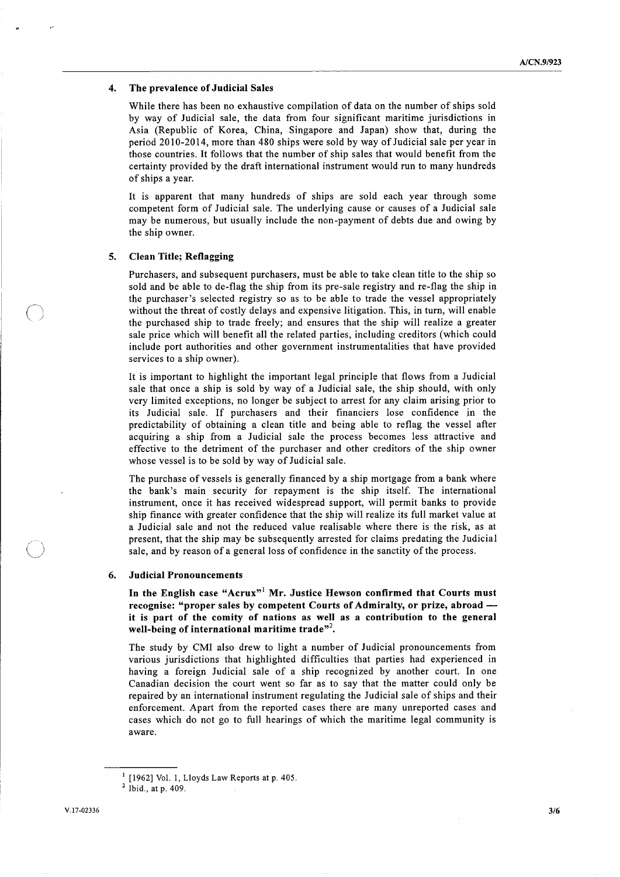## 4. The prevalence of Judicial Sales

While there has been no exhaustive compilation of data on the number of ships sold by way of Judicial sale, the data from four significant maritime jurisdictions in Asia (Republic of Korea, China, Singapore and Japan) show that, during the period 2010-2014, more than 480 ships were sold by way of Judicial sale per year in those countries. It follows that the number of ship sales that would benefit from the certainty provided by the draft international instrument would run to many hundreds of ships a year.

It is apparent that many hundreds of ships are sold each year through some competent form of Judicial sale. The underlying cause or causes of a Judicial sale may be numerous, but usually include the non-payment of debts due and owing by the ship owner.

## 5. Clean Title; Reflagging

Purchasers, and subsequent purchasers, must be able to take clean title to the ship so sold and be able to de-flag the ship from its pre-sale registry and re-flag the ship in the purchaser's selected registry so as to be able to trade the vessel appropriately without the threat of costly delays and expensive litigation. This, in turn, will enable the purchased ship to trade freely; and ensures that the ship will realize a greater sale price which will benefit all the related parties, including creditors (which could include port authorities and other government instrumentalities that have provided services to a ship owner).

It is important to highlight the important legal principle that flows from a Judicial sale that once a ship is sold by way of a Judicial sale, the ship should, with only very limited exceptions, no longer be subject to arrest for any claim arising prior to its Judicial sale. If purchasers and their financiers lose confidence in the predictability of obtaining a clean title and being able to reflag the vessel after acquiring a ship from a Judicial sale the process becomes less attractive and effective to the detriment of the purchaser and other creditors of the ship owner whose vessel is to be sold by way of Judicial sale.

The purchase of vessels is generally financed by a ship mortgage from a bank where the bank's main security for repayment is the ship itself. The international instrument, once it has received widespread support, will permit banks to provide ship finance with greater confidence that the ship will realize its full market value at a Judicial sale and not the reduced value realisable where there is the risk, as at present, that the ship may be subsequently arrested for claims predating the Judicial sale, and by reason of a general loss of confidence in the sanctity of the process.

## 6. Judicial Pronouncements

**In the English case "Acrux"[1] Mr. Justice Hewson confirmed that Courts must recognise: "proper sales by competent Courts of Admiralty, or prize, abroad — it is part of the comity of nations as well as a contribution to the general well-being of international maritime trade"[2].**

The study by CMI also drew to light a number of Judicial pronouncements from various jurisdictions that highlighted difficulties that parties had experienced in having a foreign Judicial sale of a ship recognized by another court. In one Canadian decision the court went so far as to say that the matter could only be repaired by an international instrument regulating the Judicial sale of ships and their enforcement. Apart from the reported cases there are many unreported cases and cases which do not go to full hearings of which the maritime legal community is aware.

---

[1] [1962] Vol. 1, Lloyds Law Reports at p. 405.

[2] Ibid., at p. 409.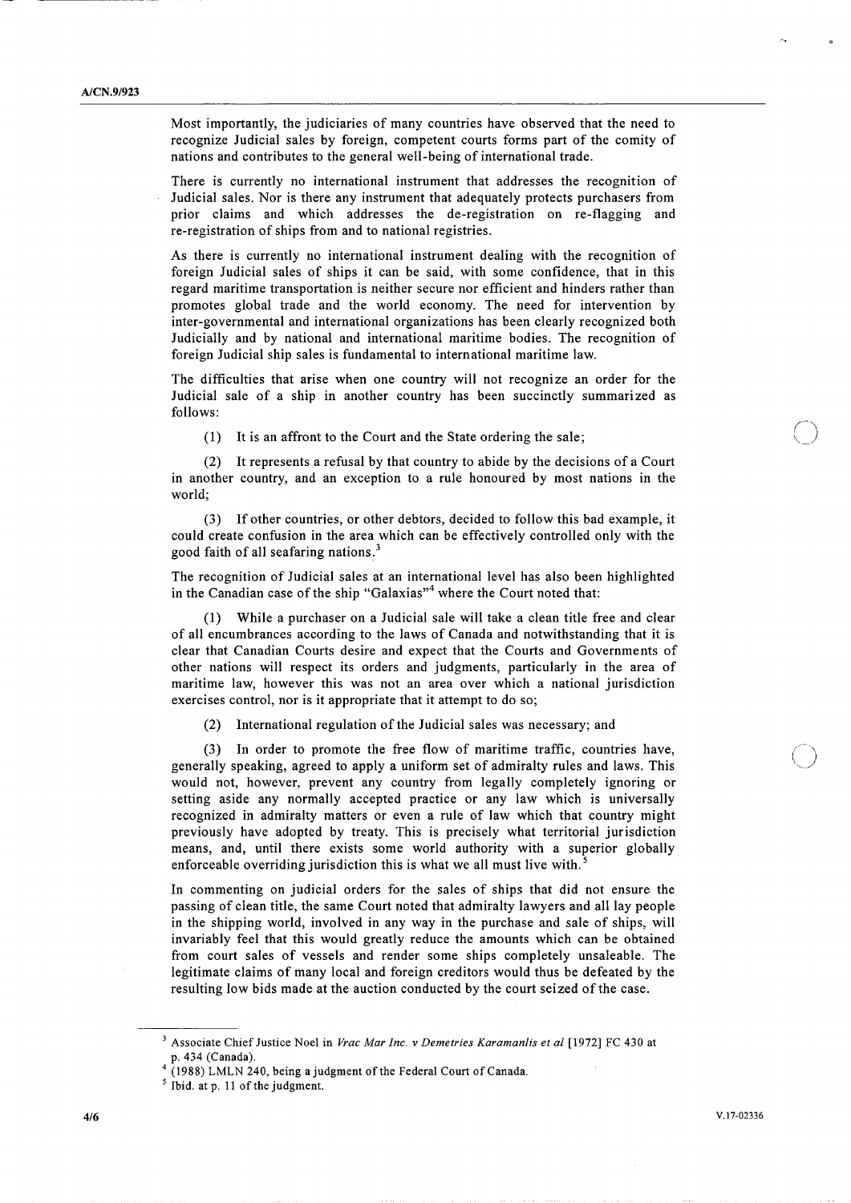Most importantly, the judiciaries of many countries have observed that the need to recognize Judicial sales by foreign, competent courts forms part of the comity of nations and contributes to the general well-being of international trade.

There is currently no international instrument that addresses the recognition of Judicial sales. Nor is there any instrument that adequately protects purchasers from prior claims and which addresses the de-registration on re-flagging and re-registration of ships from and to national registries.

As there is currently no international instrument dealing with the recognition of foreign Judicial sales of ships it can be said, with some confidence, that in this regard maritime transportation is neither secure nor efficient and hinders rather than promotes global trade and the world economy. The need for intervention by inter-governmental and international organizations has been clearly recognized both Judicially and by national and international maritime bodies. The recognition of foreign Judicial ship sales is fundamental to international maritime law.

The difficulties that arise when one country will not recognize an order for the Judicial sale of a ship in another country has been succinctly summarized as follows:

(1) It is an affront to the Court and the State ordering the sale;

(2) It represents a refusal by that country to abide by the decisions of a Court in another country, and an exception to a rule honoured by most nations in the world;

(3) If other countries, or other debtors, decided to follow this bad example, it could create confusion in the area which can be effectively controlled only with the good faith of all seafaring nations.[3]

The recognition of Judicial sales at an international level has also been highlighted in the Canadian case of the ship "Galaxias"[4] where the Court noted that:

(1) While a purchaser on a Judicial sale will take a clean title free and clear of all encumbrances according to the laws of Canada and notwithstanding that it is clear that Canadian Courts desire and expect that the Courts and Governments of other nations will respect its orders and judgments, particularly in the area of maritime law, however this was not an area over which a national jurisdiction exercises control, nor is it appropriate that it attempt to do so;

(2) International regulation of the Judicial sales was necessary; and

(3) In order to promote the free flow of maritime traffic, countries have, generally speaking, agreed to apply a uniform set of admiralty rules and laws. This would not, however, prevent any country from legally completely ignoring or setting aside any normally accepted practice or any law which is universally recognized in admiralty matters or even a rule of law which that country might previously have adopted by treaty. This is precisely what territorial jurisdiction means, and, until there exists some world authority with a superior globally enforceable overriding jurisdiction this is what we all must live with.[5]

In commenting on judicial orders for the sales of ships that did not ensure the passing of clean title, the same Court noted that admiralty lawyers and all lay people in the shipping world, involved in any way in the purchase and sale of ships, will invariably feel that this would greatly reduce the amounts which can be obtained from court sales of vessels and render some ships completely unsaleable. The legitimate claims of many local and foreign creditors would thus be defeated by the resulting low bids made at the auction conducted by the court seized of the case.

---

[3] Associate Chief Justice Noel in *Vrac Mar Inc. v Demetries Karamanlis et al* [1972] FC 430 at p. 434 (Canada).

[4] (1988) LMLN 240, being a judgment of the Federal Court of Canada.

[5] Ibid. at p. 11 of the judgment.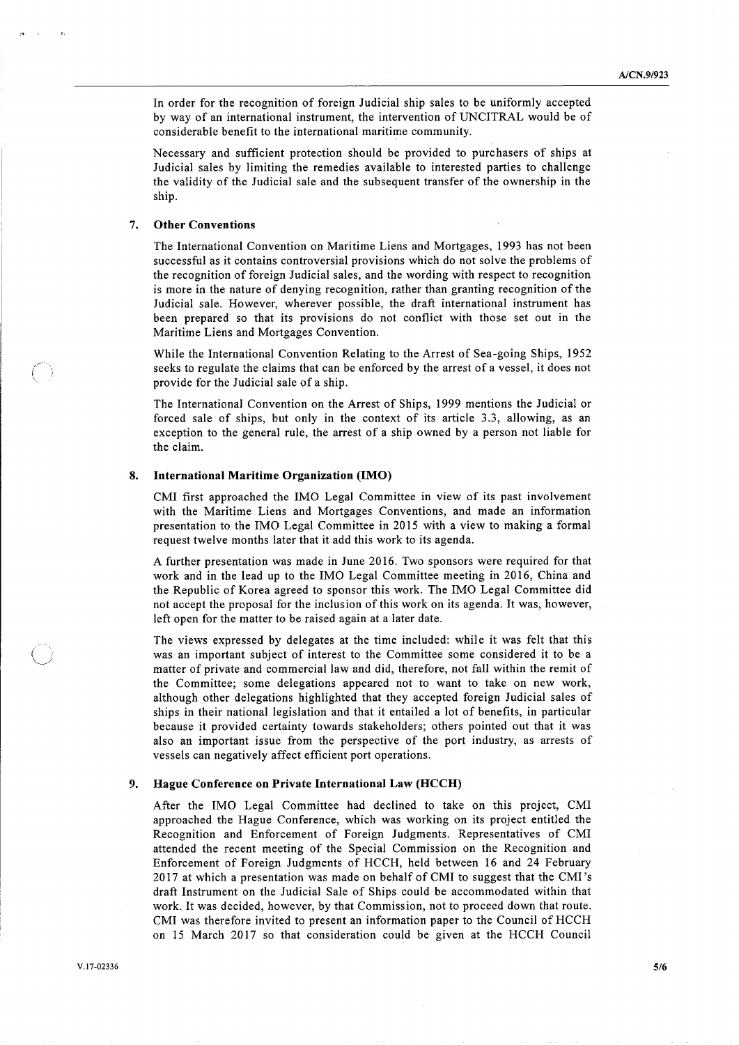In order for the recognition of foreign Judicial ship sales to be uniformly accepted by way of an international instrument, the intervention of UNCITRAL would be of considerable benefit to the international maritime community.

Necessary and sufficient protection should be provided to purchasers of ships at Judicial sales by limiting the remedies available to interested parties to challenge the validity of the Judicial sale and the subsequent transfer of the ownership in the ship.

## 7. Other Conventions

The International Convention on Maritime Liens and Mortgages, 1993 has not been successful as it contains controversial provisions which do not solve the problems of the recognition of foreign Judicial sales, and the wording with respect to recognition is more in the nature of denying recognition, rather than granting recognition of the Judicial sale. However, wherever possible, the draft international instrument has been prepared so that its provisions do not conflict with those set out in the Maritime Liens and Mortgages Convention.

While the International Convention Relating to the Arrest of Sea-going Ships, 1952 seeks to regulate the claims that can be enforced by the arrest of a vessel, it does not provide for the Judicial sale of a ship.

The International Convention on the Arrest of Ships, 1999 mentions the Judicial or forced sale of ships, but only in the context of its article 3.3, allowing, as an exception to the general rule, the arrest of a ship owned by a person not liable for the claim.

## 8. International Maritime Organization (IMO)

CMI first approached the IMO Legal Committee in view of its past involvement with the Maritime Liens and Mortgages Conventions, and made an information presentation to the IMO Legal Committee in 2015 with a view to making a formal request twelve months later that it add this work to its agenda.

A further presentation was made in June 2016. Two sponsors were required for that work and in the lead up to the IMO Legal Committee meeting in 2016, China and the Republic of Korea agreed to sponsor this work. The IMO Legal Committee did not accept the proposal for the inclusion of this work on its agenda. It was, however, left open for the matter to be raised again at a later date.

The views expressed by delegates at the time included: while it was felt that this was an important subject of interest to the Committee some considered it to be a matter of private and commercial law and did, therefore, not fall within the remit of the Committee; some delegations appeared not to want to take on new work, although other delegations highlighted that they accepted foreign Judicial sales of ships in their national legislation and that it entailed a lot of benefits, in particular because it provided certainty towards stakeholders; others pointed out that it was also an important issue from the perspective of the port industry, as arrests of vessels can negatively affect efficient port operations.

## 9. Hague Conference on Private International Law (HCCH)

After the IMO Legal Committee had declined to take on this project, CMI approached the Hague Conference, which was working on its project entitled the Recognition and Enforcement of Foreign Judgments. Representatives of CMI attended the recent meeting of the Special Commission on the Recognition and Enforcement of Foreign Judgments of HCCH, held between 16 and 24 February 2017 at which a presentation was made on behalf of CMI to suggest that the CMI's draft Instrument on the Judicial Sale of Ships could be accommodated within that work. It was decided, however, by that Commission, not to proceed down that route. CMI was therefore invited to present an information paper to the Council of HCCH on 15 March 2017 so that consideration could be given at the HCCH Council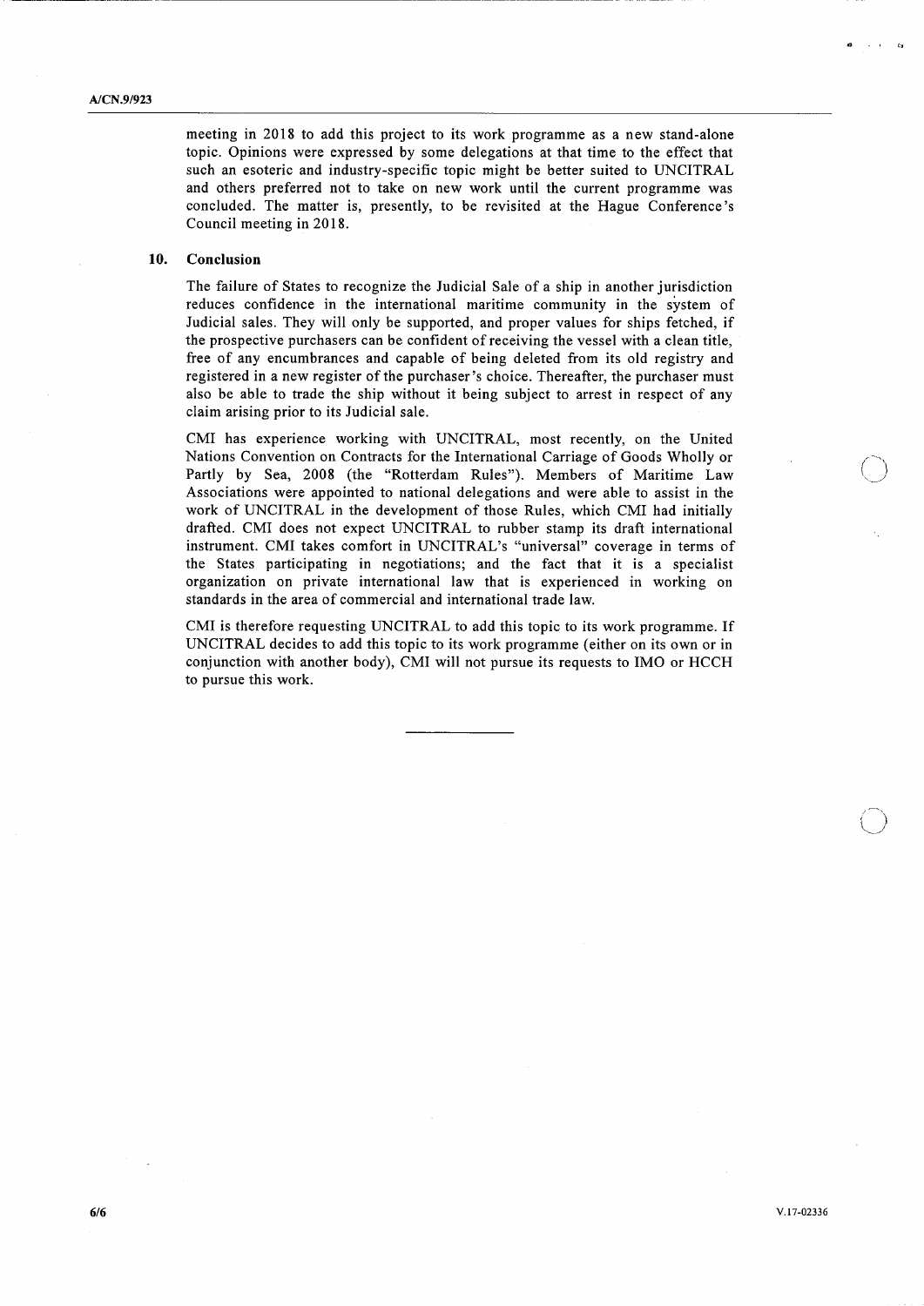meeting in 2018 to add this project to its work programme as a new stand-alone topic. Opinions were expressed by some delegations at that time to the effect that such an esoteric and industry-specific topic might be better suited to UNCITRAL and others preferred not to take on new work until the current programme was concluded. The matter is, presently, to be revisited at the Hague Conference's Council meeting in 2018.

## 10. Conclusion

The failure of States to recognize the Judicial Sale of a ship in another jurisdiction reduces confidence in the international maritime community in the system of Judicial sales. They will only be supported, and proper values for ships fetched, if the prospective purchasers can be confident of receiving the vessel with a clean title, free of any encumbrances and capable of being deleted from its old registry and registered in a new register of the purchaser's choice. Thereafter, the purchaser must also be able to trade the ship without it being subject to arrest in respect of any claim arising prior to its Judicial sale.

CMI has experience working with UNCITRAL, most recently, on the United Nations Convention on Contracts for the International Carriage of Goods Wholly or Partly by Sea, 2008 (the "Rotterdam Rules"). Members of Maritime Law Associations were appointed to national delegations and were able to assist in the work of UNCITRAL in the development of those Rules, which CMI had initially drafted. CMI does not expect UNCITRAL to rubber stamp its draft international instrument. CMI takes comfort in UNCITRAL's "universal" coverage in terms of the States participating in negotiations; and the fact that it is a specialist organization on private international law that is experienced in working on standards in the area of commercial and international trade law.

CMI is therefore requesting UNCITRAL to add this topic to its work programme. If UNCITRAL decides to add this topic to its work programme (either on its own or in conjunction with another body), CMI will not pursue its requests to IMO or HCCH to pursue this work.